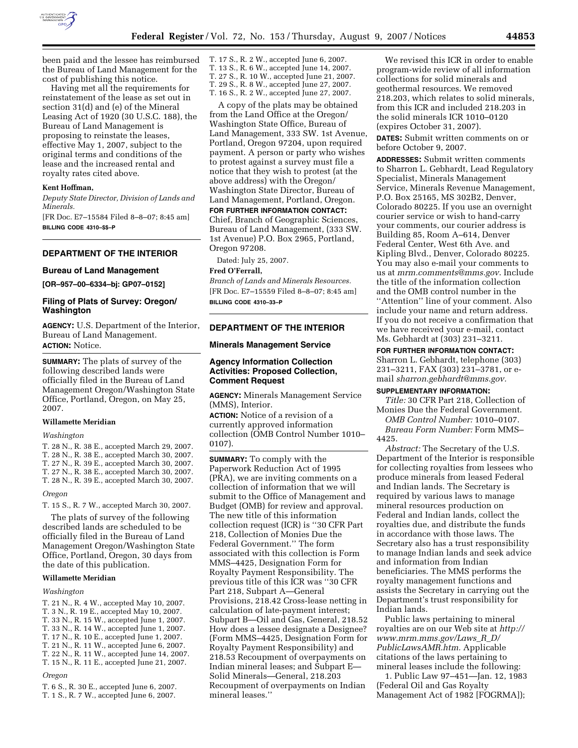been paid and the lessee has reimbursed the Bureau of Land Management for the cost of publishing this notice.

Having met all the requirements for reinstatement of the lease as set out in section 31(d) and (e) of the Mineral Leasing Act of 1920 (30 U.S.C. 188), the Bureau of Land Management is proposing to reinstate the leases, effective May 1, 2007, subject to the original terms and conditions of the lease and the increased rental and royalty rates cited above.

**Kent Hoffman,**

*Deputy State Director, Division of Lands and Minerals.*

[FR Doc. E7–15584 Filed 8–8–07; 8:45 am]

**BILLING CODE 4310–$$–P**

---

## DEPARTMENT OF THE INTERIOR

### Bureau of Land Management

**[OR–957–00–6334–bj: GP07–0152]**

### Filing of Plats of Survey: Oregon/Washington

**AGENCY:** U.S. Department of the Interior, Bureau of Land Management.

**ACTION:** Notice.

**SUMMARY:** The plats of survey of the following described lands were officially filed in the Bureau of Land Management Oregon/Washington State Office, Portland, Oregon, on May 25, 2007.

**Willamette Meridian**

*Washington*

T. 28 N., R. 38 E., accepted March 29, 2007.
T. 28 N., R. 38 E., accepted March 30, 2007.
T. 27 N., R. 39 E., accepted March 30, 2007.
T. 27 N., R. 38 E., accepted March 30, 2007.
T. 28 N., R. 39 E., accepted March 30, 2007.

*Oregon*

T. 15 S., R. 7 W., accepted March 30, 2007.

The plats of survey of the following described lands are scheduled to be officially filed in the Bureau of Land Management Oregon/Washington State Office, Portland, Oregon, 30 days from the date of this publication.

**Willamette Meridian**

*Washington*

T. 21 N., R. 4 W., accepted May 10, 2007.
T. 3 N., R. 19 E., accepted May 10, 2007.
T. 33 N., R. 15 W., accepted June 1, 2007.
T. 33 N., R. 14 W., accepted June 1, 2007.
T. 17 N., R. 10 E., accepted June 1, 2007.
T. 21 N., R. 11 W., accepted June 6, 2007.
T. 22 N., R. 11 W., accepted June 14, 2007.
T. 15 N., R. 11 E., accepted June 21, 2007.

*Oregon*

T. 6 S., R. 30 E., accepted June 6, 2007.
T. 1 S., R. 7 W., accepted June 6, 2007.
T. 17 S., R. 2 W., accepted June 6, 2007.
T. 13 S., R. 6 W., accepted June 14, 2007.
T. 27 S., R. 10 W., accepted June 21, 2007.
T. 29 S., R. 8 W., accepted June 27, 2007.
T. 16 S., R. 2 W., accepted June 27, 2007.

A copy of the plats may be obtained from the Land Office at the Oregon/Washington State Office, Bureau of Land Management, 333 SW. 1st Avenue, Portland, Oregon 97204, upon required payment. A person or party who wishes to protest against a survey must file a notice that they wish to protest (at the above address) with the Oregon/Washington State Director, Bureau of Land Management, Portland, Oregon.

**FOR FURTHER INFORMATION CONTACT:** Chief, Branch of Geographic Sciences, Bureau of Land Management, (333 SW. 1st Avenue) P.O. Box 2965, Portland, Oregon 97208.

Dated: July 25, 2007.

**Fred O'Ferrall,**

*Branch of Lands and Minerals Resources.*

[FR Doc. E7–15559 Filed 8–8–07; 8:45 am]

**BILLING CODE 4310–33–P**

---

## DEPARTMENT OF THE INTERIOR

### Minerals Management Service

### Agency Information Collection Activities: Proposed Collection, Comment Request

**AGENCY:** Minerals Management Service (MMS), Interior.

**ACTION:** Notice of a revision of a currently approved information collection (OMB Control Number 1010–0107).

**SUMMARY:** To comply with the Paperwork Reduction Act of 1995 (PRA), we are inviting comments on a collection of information that we will submit to the Office of Management and Budget (OMB) for review and approval. The new title of this information collection request (ICR) is ''30 CFR Part 218, Collection of Monies Due the Federal Government.'' The form associated with this collection is Form MMS–4425, Designation Form for Royalty Payment Responsibility. The previous title of this ICR was ''30 CFR Part 218, Subpart A—General Provisions, 218.42 Cross-lease netting in calculation of late-payment interest; Subpart B—Oil and Gas, General, 218.52 How does a lessee designate a Designee? (Form MMS–4425, Designation Form for Royalty Payment Responsibility) and 218.53 Recoupment of overpayments on Indian mineral leases; and Subpart E—Solid Minerals—General, 218.203 Recoupment of overpayments on Indian mineral leases.''

We revised this ICR in order to enable program-wide review of all information collections for solid minerals and geothermal resources. We removed 218.203, which relates to solid minerals, from this ICR and included 218.203 in the solid minerals ICR 1010–0120 (expires October 31, 2007).

**DATES:** Submit written comments on or before October 9, 2007.

**ADDRESSES:** Submit written comments to Sharron L. Gebhardt, Lead Regulatory Specialist, Minerals Management Service, Minerals Revenue Management, P.O. Box 25165, MS 302B2, Denver, Colorado 80225. If you use an overnight courier service or wish to hand-carry your comments, our courier address is Building 85, Room A–614, Denver Federal Center, West 6th Ave. and Kipling Blvd., Denver, Colorado 80225. You may also e-mail your comments to us at *mrm.comments@mms.gov*. Include the title of the information collection and the OMB control number in the ''Attention'' line of your comment. Also include your name and return address. If you do not receive a confirmation that we have received your e-mail, contact Ms. Gebhardt at (303) 231–3211.

**FOR FURTHER INFORMATION CONTACT:** Sharron L. Gebhardt, telephone (303) 231–3211, FAX (303) 231–3781, or e-mail *sharron.gebhardt@mms.gov*.

**SUPPLEMENTARY INFORMATION:**

*Title:* 30 CFR Part 218, Collection of Monies Due the Federal Government.

*OMB Control Number:* 1010–0107.

*Bureau Form Number:* Form MMS–4425.

*Abstract:* The Secretary of the U.S. Department of the Interior is responsible for collecting royalties from lessees who produce minerals from leased Federal and Indian lands. The Secretary is required by various laws to manage mineral resources production on Federal and Indian lands, collect the royalties due, and distribute the funds in accordance with those laws. The Secretary also has a trust responsibility to manage Indian lands and seek advice and information from Indian beneficiaries. The MMS performs the royalty management functions and assists the Secretary in carrying out the Department's trust responsibility for Indian lands.

Public laws pertaining to mineral royalties are on our Web site at *http://www.mrm.mms.gov/Laws_R_D/PublicLawsAMR.htm*. Applicable citations of the laws pertaining to mineral leases include the following:

1. Public Law 97–451—Jan. 12, 1983 (Federal Oil and Gas Royalty Management Act of 1982 [FOGRMA]);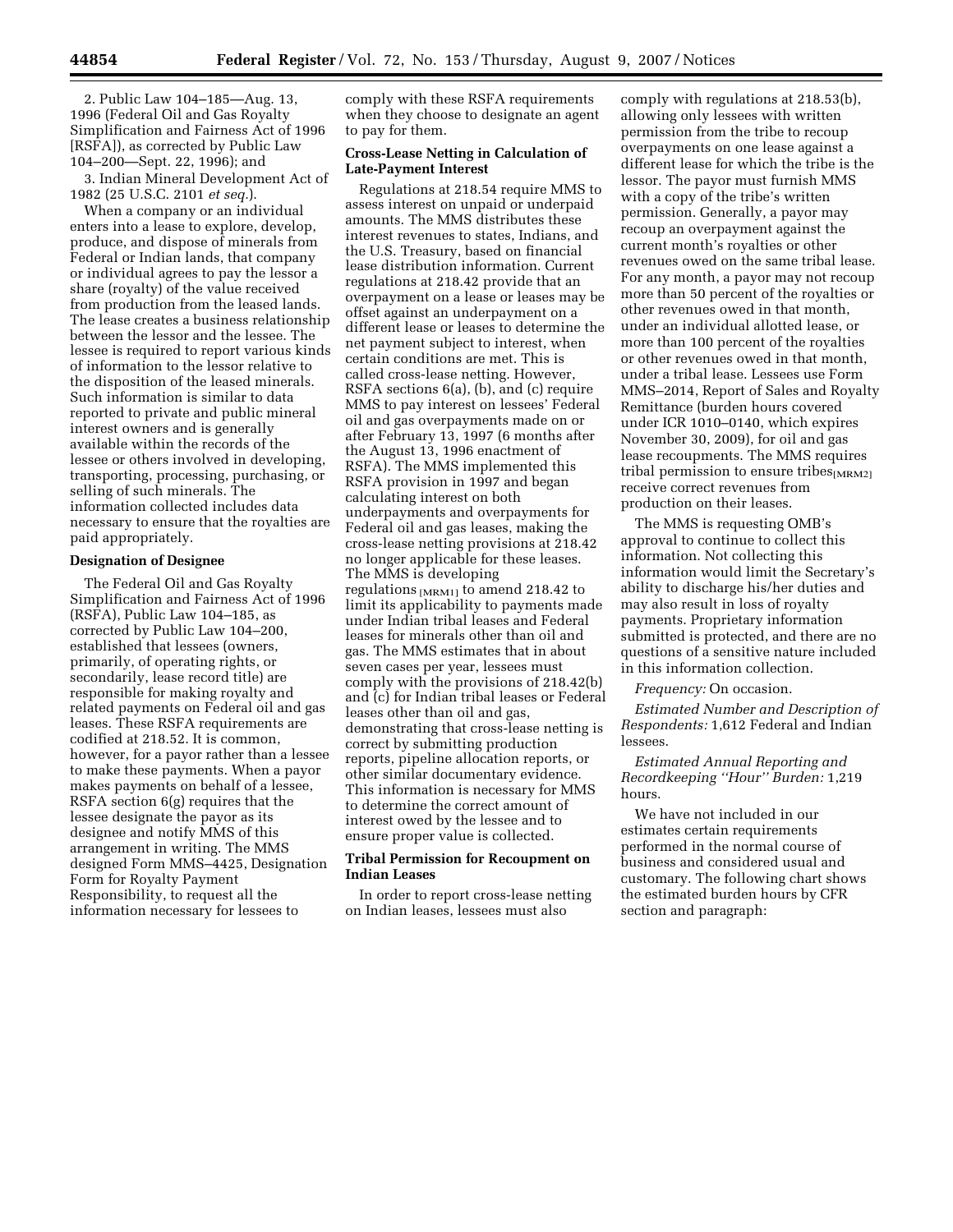2. Public Law 104–185—Aug. 13, 1996 (Federal Oil and Gas Royalty Simplification and Fairness Act of 1996 [RSFA]), as corrected by Public Law 104–200—Sept. 22, 1996); and

3. Indian Mineral Development Act of 1982 (25 U.S.C. 2101 *et seq.*).

When a company or an individual enters into a lease to explore, develop, produce, and dispose of minerals from Federal or Indian lands, that company or individual agrees to pay the lessor a share (royalty) of the value received from production from the leased lands. The lease creates a business relationship between the lessor and the lessee. The lessee is required to report various kinds of information to the lessor relative to the disposition of the leased minerals. Such information is similar to data reported to private and public mineral interest owners and is generally available within the records of the lessee or others involved in developing, transporting, processing, purchasing, or selling of such minerals. The information collected includes data necessary to ensure that the royalties are paid appropriately.

**Designation of Designee**

The Federal Oil and Gas Royalty Simplification and Fairness Act of 1996 (RSFA), Public Law 104–185, as corrected by Public Law 104–200, established that lessees (owners, primarily, of operating rights, or secondarily, lease record title) are responsible for making royalty and related payments on Federal oil and gas leases. These RSFA requirements are codified at 218.52. It is common, however, for a payor rather than a lessee to make these payments. When a payor makes payments on behalf of a lessee, RSFA section 6(g) requires that the lessee designate the payor as its designee and notify MMS of this arrangement in writing. The MMS designed Form MMS–4425, Designation Form for Royalty Payment Responsibility, to request all the information necessary for lessees to comply with these RSFA requirements when they choose to designate an agent to pay for them.

**Cross-Lease Netting in Calculation of Late-Payment Interest**

Regulations at 218.54 require MMS to assess interest on unpaid or underpaid amounts. The MMS distributes these interest revenues to states, Indians, and the U.S. Treasury, based on financial lease distribution information. Current regulations at 218.42 provide that an overpayment on a lease or leases may be offset against an underpayment on a different lease or leases to determine the net payment subject to interest, when certain conditions are met. This is called cross-lease netting. However, RSFA sections 6(a), (b), and (c) require MMS to pay interest on lessees' Federal oil and gas overpayments made on or after February 13, 1997 (6 months after the August 13, 1996 enactment of RSFA). The MMS implemented this RSFA provision in 1997 and began calculating interest on both underpayments and overpayments for Federal oil and gas leases, making the cross-lease netting provisions at 218.42 no longer applicable for these leases. The MMS is developing regulations [MRM1] to amend 218.42 to limit its applicability to payments made under Indian tribal leases and Federal leases for minerals other than oil and gas. The MMS estimates that in about seven cases per year, lessees must comply with the provisions of 218.42(b) and (c) for Indian tribal leases or Federal leases other than oil and gas, demonstrating that cross-lease netting is correct by submitting production reports, pipeline allocation reports, or other similar documentary evidence. This information is necessary for MMS to determine the correct amount of interest owed by the lessee and to ensure proper value is collected.

**Tribal Permission for Recoupment on Indian Leases**

In order to report cross-lease netting on Indian leases, lessees must also comply with regulations at 218.53(b), allowing only lessees with written permission from the tribe to recoup overpayments on one lease against a different lease for which the tribe is the lessor. The payor must furnish MMS with a copy of the tribe's written permission. Generally, a payor may recoup an overpayment against the current month's royalties or other revenues owed on the same tribal lease. For any month, a payor may not recoup more than 50 percent of the royalties or other revenues owed in that month, under an individual allotted lease, or more than 100 percent of the royalties or other revenues owed in that month, under a tribal lease. Lessees use Form MMS–2014, Report of Sales and Royalty Remittance (burden hours covered under ICR 1010–0140, which expires November 30, 2009), for oil and gas lease recoupments. The MMS requires tribal permission to ensure tribes[MRM2] receive correct revenues from production on their leases.

The MMS is requesting OMB's approval to continue to collect this information. Not collecting this information would limit the Secretary's ability to discharge his/her duties and may also result in loss of royalty payments. Proprietary information submitted is protected, and there are no questions of a sensitive nature included in this information collection.

*Frequency:* On occasion.

*Estimated Number and Description of Respondents:* 1,612 Federal and Indian lessees.

*Estimated Annual Reporting and Recordkeeping "Hour" Burden:* 1,219 hours.

We have not included in our estimates certain requirements performed in the normal course of business and considered usual and customary. The following chart shows the estimated burden hours by CFR section and paragraph: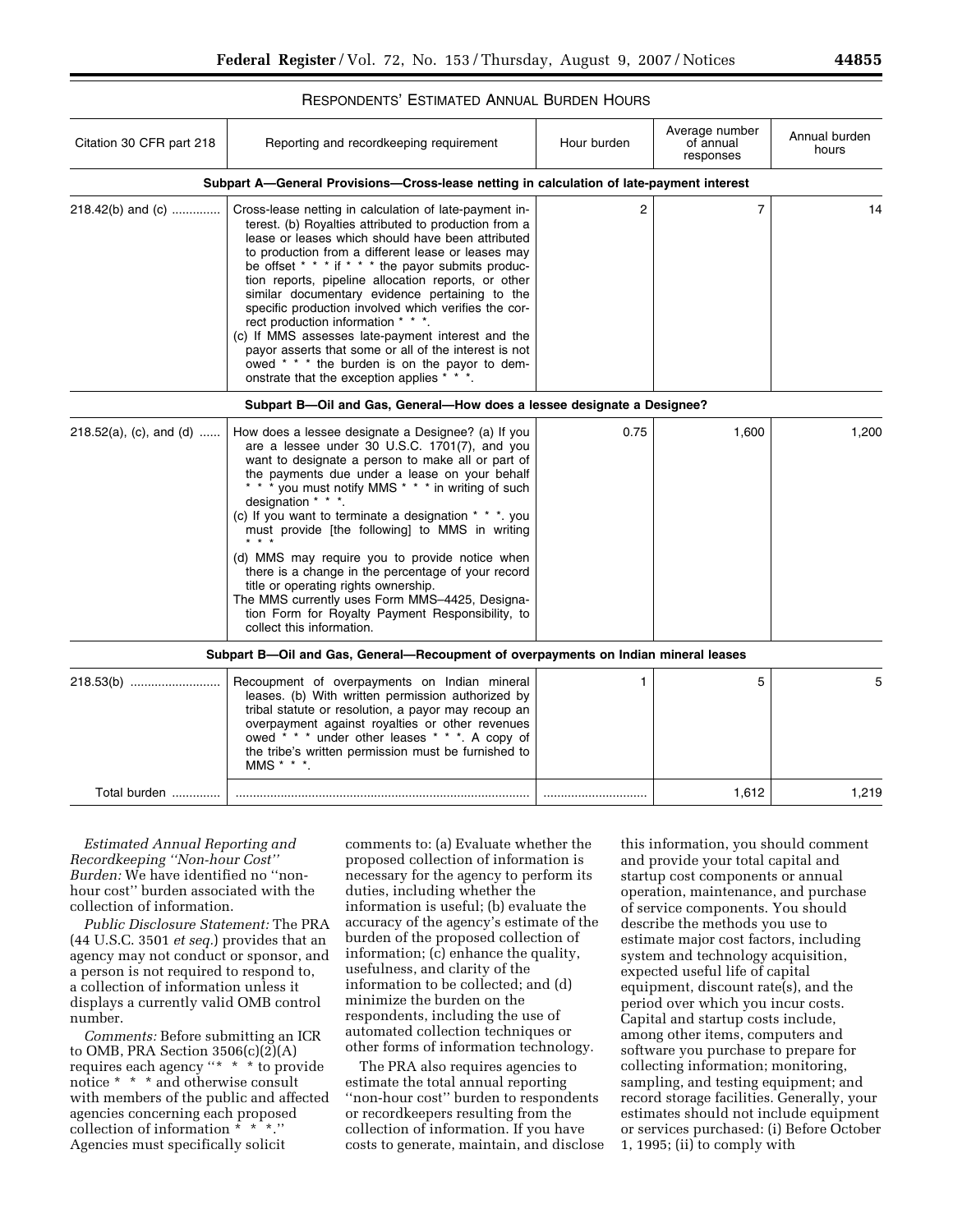RESPONDENTS' ESTIMATED ANNUAL BURDEN HOURS

| Citation 30 CFR part 218 | Reporting and recordkeeping requirement | Hour burden | Average number of annual responses | Annual burden hours |
|---|---|---|---|---|
| **Subpart A—General Provisions—Cross-lease netting in calculation of late-payment interest** | | | | |
| 218.42(b) and (c) | Cross-lease netting in calculation of late-payment interest. (b) Royalties attributed to production from a lease or leases which should have been attributed to production from a different lease or leases may be offset * * * if * * * the payor submits production reports, pipeline allocation reports, or other similar documentary evidence pertaining to the specific production involved which verifies the correct production information * * *. (c) If MMS assesses late-payment interest and the payor asserts that some or all of the interest is not owed * * * the burden is on the payor to demonstrate that the exception applies * * *. | 2 | 7 | 14 |
| **Subpart B—Oil and Gas, General—How does a lessee designate a Designee?** | | | | |
| 218.52(a), (c), and (d) | How does a lessee designate a Designee? (a) If you are a lessee under 30 U.S.C. 1701(7), and you want to designate a person to make all or part of the payments due under a lease on your behalf * * * you must notify MMS * * * in writing of such designation * * *. (c) If you want to terminate a designation * * *. you must provide [the following] to MMS in writing * * * (d) MMS may require you to provide notice when there is a change in the percentage of your record title or operating rights ownership. The MMS currently uses Form MMS–4425, Designation Form for Royalty Payment Responsibility, to collect this information. | 0.75 | 1,600 | 1,200 |
| **Subpart B—Oil and Gas, General—Recoupment of overpayments on Indian mineral leases** | | | | |
| 218.53(b) | Recoupment of overpayments on Indian mineral leases. (b) With written permission authorized by tribal statute or resolution, a payor may recoup an overpayment against royalties or other revenues owed * * * under other leases * * *. A copy of the tribe's written permission must be furnished to MMS * * *. | 1 | 5 | 5 |
| Total burden | | | 1,612 | 1,219 |

*Estimated Annual Reporting and Recordkeeping "Non-hour Cost" Burden:* We have identified no "non-hour cost" burden associated with the collection of information.

*Public Disclosure Statement:* The PRA (44 U.S.C. 3501 *et seq.*) provides that an agency may not conduct or sponsor, and a person is not required to respond to, a collection of information unless it displays a currently valid OMB control number.

*Comments:* Before submitting an ICR to OMB, PRA Section 3506(c)(2)(A) requires each agency "* * * to provide notice * * * and otherwise consult with members of the public and affected agencies concerning each proposed collection of information * * *." Agencies must specifically solicit comments to: (a) Evaluate whether the proposed collection of information is necessary for the agency to perform its duties, including whether the information is useful; (b) evaluate the accuracy of the agency's estimate of the burden of the proposed collection of information; (c) enhance the quality, usefulness, and clarity of the information to be collected; and (d) minimize the burden on the respondents, including the use of automated collection techniques or other forms of information technology.

The PRA also requires agencies to estimate the total annual reporting "non-hour cost" burden to respondents or recordkeepers resulting from the collection of information. If you have costs to generate, maintain, and disclose this information, you should comment and provide your total capital and startup cost components or annual operation, maintenance, and purchase of service components. You should describe the methods you use to estimate major cost factors, including system and technology acquisition, expected useful life of capital equipment, discount rate(s), and the period over which you incur costs. Capital and startup costs include, among other items, computers and software you purchase to prepare for collecting information; monitoring, sampling, and testing equipment; and record storage facilities. Generally, your estimates should not include equipment or services purchased: (i) Before October 1, 1995; (ii) to comply with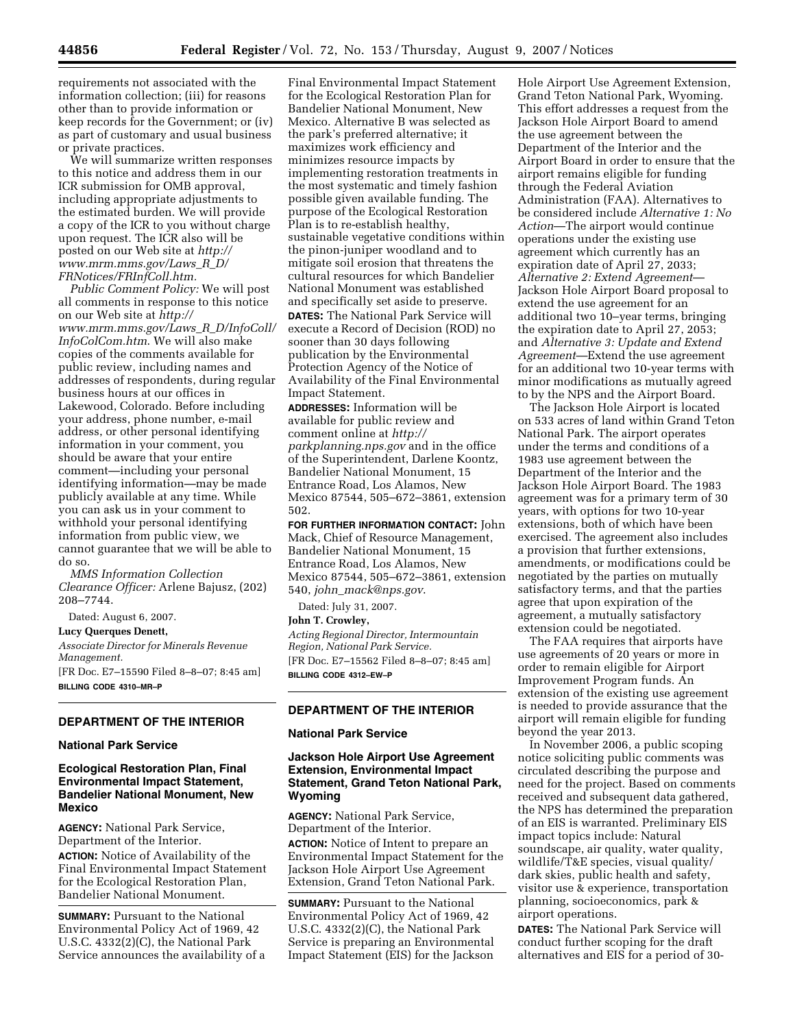requirements not associated with the information collection; (iii) for reasons other than to provide information or keep records for the Government; or (iv) as part of customary and usual business or private practices.

We will summarize written responses to this notice and address them in our ICR submission for OMB approval, including appropriate adjustments to the estimated burden. We will provide a copy of the ICR to you without charge upon request. The ICR also will be posted on our Web site at *http://www.mrm.mms.gov/Laws_R_D/FRNotices/FRInfColl.htm.*

*Public Comment Policy:* We will post all comments in response to this notice on our Web site at *http://www.mrm.mms.gov/Laws_R_D/InfoColl/InfoColCom.htm.* We will also make copies of the comments available for public review, including names and addresses of respondents, during regular business hours at our offices in Lakewood, Colorado. Before including your address, phone number, e-mail address, or other personal identifying information in your comment, you should be aware that your entire comment—including your personal identifying information—may be made publicly available at any time. While you can ask us in your comment to withhold your personal identifying information from public view, we cannot guarantee that we will be able to do so.

*MMS Information Collection Clearance Officer:* Arlene Bajusz, (202) 208–7744.

Dated: August 6, 2007.

**Lucy Querques Denett,**

*Associate Director for Minerals Revenue Management.*

[FR Doc. E7–15590 Filed 8–8–07; 8:45 am]

**BILLING CODE 4310–MR–P**

## DEPARTMENT OF THE INTERIOR

### National Park Service

### Ecological Restoration Plan, Final Environmental Impact Statement, Bandelier National Monument, New Mexico

**AGENCY:** National Park Service, Department of the Interior.

**ACTION:** Notice of Availability of the Final Environmental Impact Statement for the Ecological Restoration Plan, Bandelier National Monument.

**SUMMARY:** Pursuant to the National Environmental Policy Act of 1969, 42 U.S.C. 4332(2)(C), the National Park Service announces the availability of a Final Environmental Impact Statement for the Ecological Restoration Plan for Bandelier National Monument, New Mexico. Alternative B was selected as the park's preferred alternative; it maximizes work efficiency and minimizes resource impacts by implementing restoration treatments in the most systematic and timely fashion possible given available funding. The purpose of the Ecological Restoration Plan is to re-establish healthy, sustainable vegetative conditions within the pinon-juniper woodland and to mitigate soil erosion that threatens the cultural resources for which Bandelier National Monument was established and specifically set aside to preserve.

**DATES:** The National Park Service will execute a Record of Decision (ROD) no sooner than 30 days following publication by the Environmental Protection Agency of the Notice of Availability of the Final Environmental Impact Statement.

**ADDRESSES:** Information will be available for public review and comment online at *http://parkplanning.nps.gov* and in the office of the Superintendent, Darlene Koontz, Bandelier National Monument, 15 Entrance Road, Los Alamos, New Mexico 87544, 505–672–3861, extension 502.

**FOR FURTHER INFORMATION CONTACT:** John Mack, Chief of Resource Management, Bandelier National Monument, 15 Entrance Road, Los Alamos, New Mexico 87544, 505–672–3861, extension 540, *john_mack@nps.gov.*

Dated: July 31, 2007.

**John T. Crowley,**

*Acting Regional Director, Intermountain Region, National Park Service.*

[FR Doc. E7–15562 Filed 8–8–07; 8:45 am]

**BILLING CODE 4312–EW–P**

## DEPARTMENT OF THE INTERIOR

### National Park Service

### Jackson Hole Airport Use Agreement Extension, Environmental Impact Statement, Grand Teton National Park, Wyoming

**AGENCY:** National Park Service, Department of the Interior.

**ACTION:** Notice of Intent to prepare an Environmental Impact Statement for the Jackson Hole Airport Use Agreement Extension, Grand Teton National Park.

**SUMMARY:** Pursuant to the National Environmental Policy Act of 1969, 42 U.S.C. 4332(2)(C), the National Park Service is preparing an Environmental Impact Statement (EIS) for the Jackson Hole Airport Use Agreement Extension, Grand Teton National Park, Wyoming. This effort addresses a request from the Jackson Hole Airport Board to amend the use agreement between the Department of the Interior and the Airport Board in order to ensure that the airport remains eligible for funding through the Federal Aviation Administration (FAA). Alternatives to be considered include *Alternative 1: No Action*—The airport would continue operations under the existing use agreement which currently has an expiration date of April 27, 2033; *Alternative 2: Extend Agreement*—Jackson Hole Airport Board proposal to extend the use agreement for an additional two 10–year terms, bringing the expiration date to April 27, 2053; and *Alternative 3: Update and Extend Agreement*—Extend the use agreement for an additional two 10-year terms with minor modifications as mutually agreed to by the NPS and the Airport Board.

The Jackson Hole Airport is located on 533 acres of land within Grand Teton National Park. The airport operates under the terms and conditions of a 1983 use agreement between the Department of the Interior and the Jackson Hole Airport Board. The 1983 agreement was for a primary term of 30 years, with options for two 10-year extensions, both of which have been exercised. The agreement also includes a provision that further extensions, amendments, or modifications could be negotiated by the parties on mutually satisfactory terms, and that the parties agree that upon expiration of the agreement, a mutually satisfactory extension could be negotiated.

The FAA requires that airports have use agreements of 20 years or more in order to remain eligible for Airport Improvement Program funds. An extension of the existing use agreement is needed to provide assurance that the airport will remain eligible for funding beyond the year 2013.

In November 2006, a public scoping notice soliciting public comments was circulated describing the purpose and need for the project. Based on comments received and subsequent data gathered, the NPS has determined the preparation of an EIS is warranted. Preliminary EIS impact topics include: Natural soundscape, air quality, water quality, wildlife/T&E species, visual quality/dark skies, public health and safety, visitor use & experience, transportation planning, socioeconomics, park & airport operations.

**DATES:** The National Park Service will conduct further scoping for the draft alternatives and EIS for a period of 30-